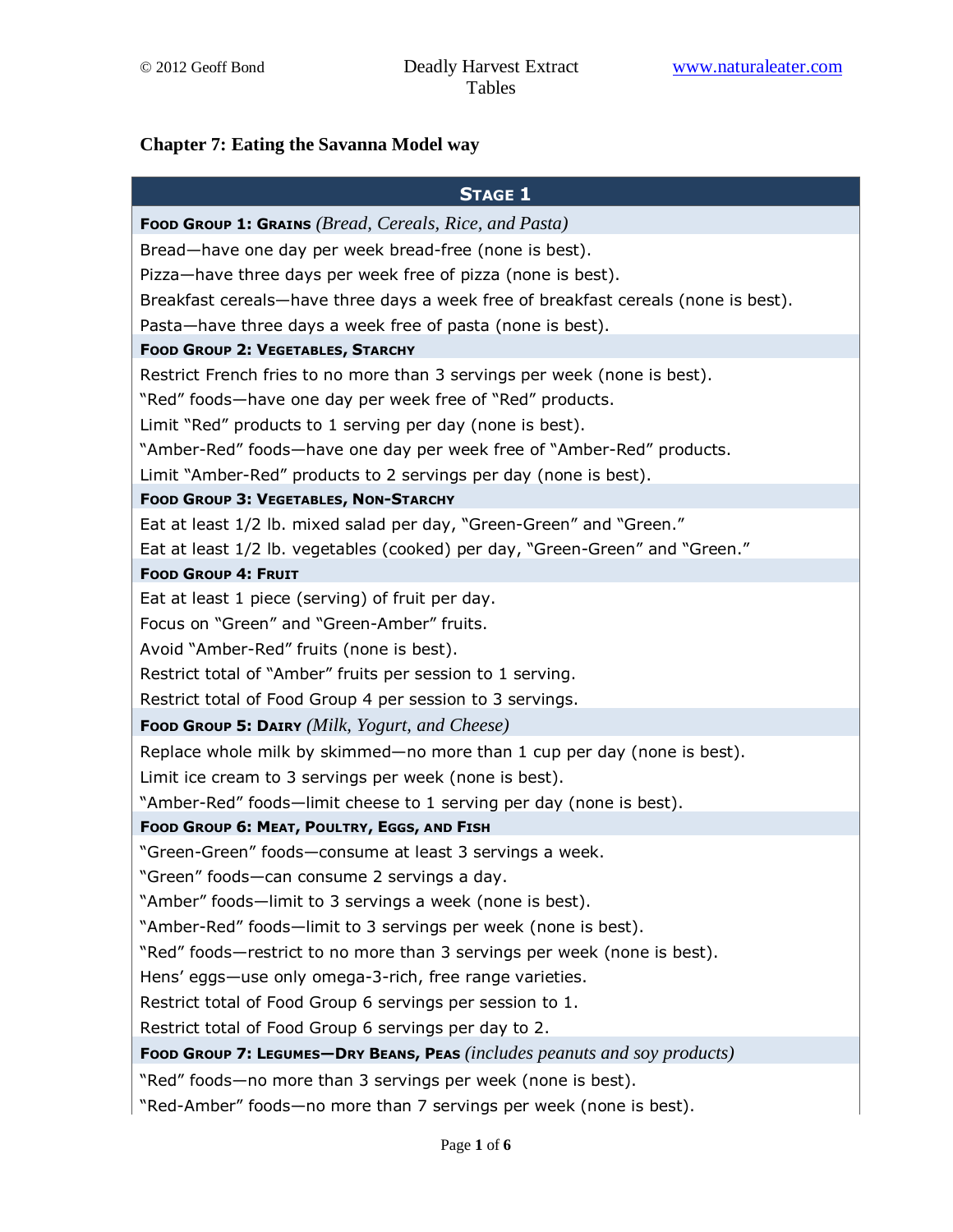## Chapter 7: Eating the Savanna Model way

| **STAGE 1** |
|---|
| **FOOD GROUP 1: GRAINS** *(Bread, Cereals, Rice, and Pasta)* |
| Bread—have one day per week bread-free (none is best). |
| Pizza—have three days per week free of pizza (none is best). |
| Breakfast cereals—have three days a week free of breakfast cereals (none is best). |
| Pasta—have three days a week free of pasta (none is best). |
| **FOOD GROUP 2: VEGETABLES, STARCHY** |
| Restrict French fries to no more than 3 servings per week (none is best). |
| "Red" foods—have one day per week free of "Red" products. |
| Limit "Red" products to 1 serving per day (none is best). |
| "Amber-Red" foods—have one day per week free of "Amber-Red" products. |
| Limit "Amber-Red" products to 2 servings per day (none is best). |
| **FOOD GROUP 3: VEGETABLES, NON-STARCHY** |
| Eat at least 1/2 lb. mixed salad per day, "Green-Green" and "Green." |
| Eat at least 1/2 lb. vegetables (cooked) per day, "Green-Green" and "Green." |
| **FOOD GROUP 4: FRUIT** |
| Eat at least 1 piece (serving) of fruit per day. |
| Focus on "Green" and "Green-Amber" fruits. |
| Avoid "Amber-Red" fruits (none is best). |
| Restrict total of "Amber" fruits per session to 1 serving. |
| Restrict total of Food Group 4 per session to 3 servings. |
| **FOOD GROUP 5: DAIRY** *(Milk, Yogurt, and Cheese)* |
| Replace whole milk by skimmed—no more than 1 cup per day (none is best). |
| Limit ice cream to 3 servings per week (none is best). |
| "Amber-Red" foods—limit cheese to 1 serving per day (none is best). |
| **FOOD GROUP 6: MEAT, POULTRY, EGGS, AND FISH** |
| "Green-Green" foods—consume at least 3 servings a week. |
| "Green" foods—can consume 2 servings a day. |
| "Amber" foods—limit to 3 servings a week (none is best). |
| "Amber-Red" foods—limit to 3 servings per week (none is best). |
| "Red" foods—restrict to no more than 3 servings per week (none is best). |
| Hens' eggs—use only omega-3-rich, free range varieties. |
| Restrict total of Food Group 6 servings per session to 1. |
| Restrict total of Food Group 6 servings per day to 2. |
| **FOOD GROUP 7: LEGUMES—DRY BEANS, PEAS** *(includes peanuts and soy products)* |
| "Red" foods—no more than 3 servings per week (none is best). |
| "Red-Amber" foods—no more than 7 servings per week (none is best). |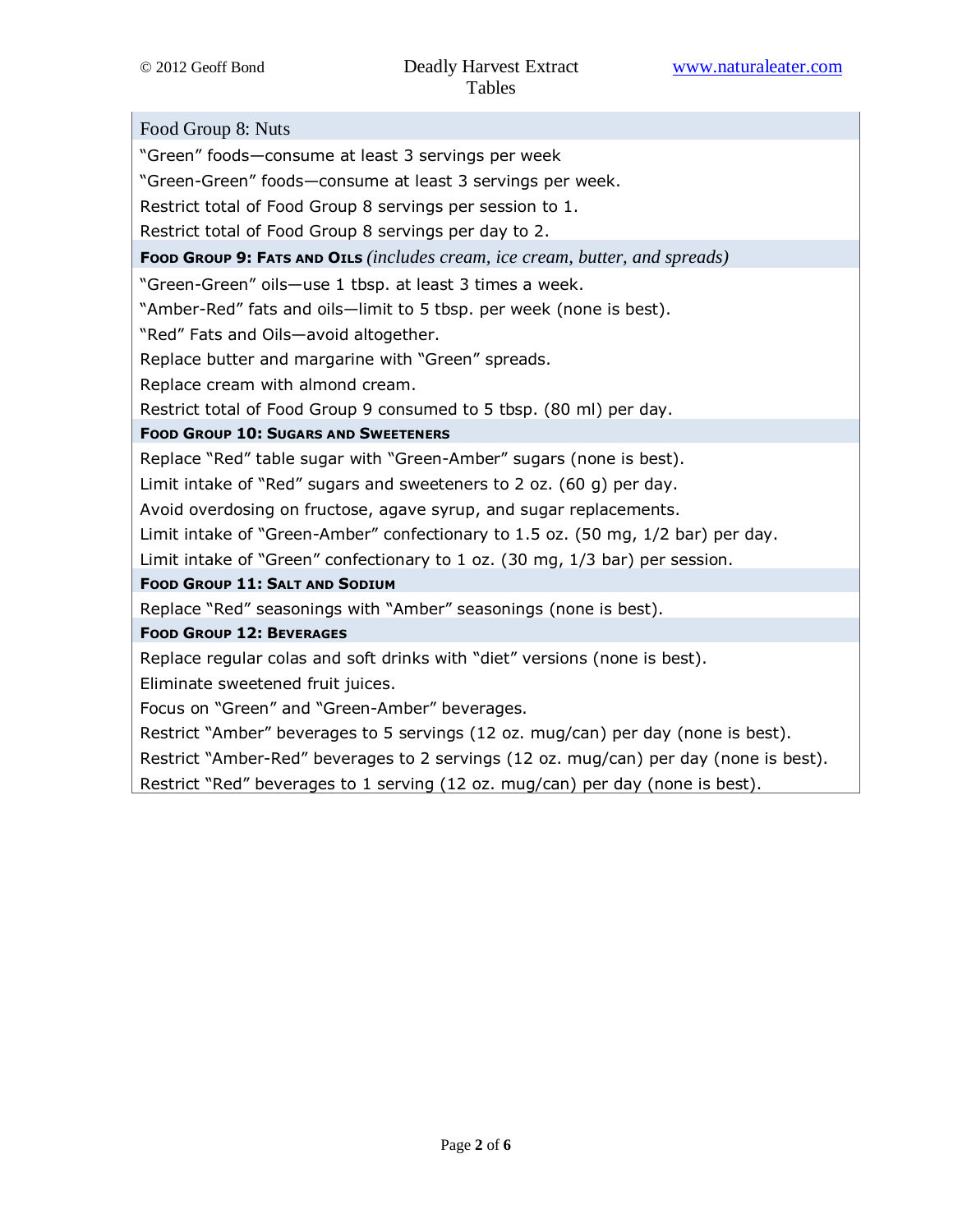| Food Group 8: Nuts |
|---|
| "Green" foods—consume at least 3 servings per week |
| "Green-Green" foods—consume at least 3 servings per week. |
| Restrict total of Food Group 8 servings per session to 1. |
| Restrict total of Food Group 8 servings per day to 2. |
| **FOOD GROUP 9: FATS AND OILS** *(includes cream, ice cream, butter, and spreads)* |
| "Green-Green" oils—use 1 tbsp. at least 3 times a week. |
| "Amber-Red" fats and oils—limit to 5 tbsp. per week (none is best). |
| "Red" Fats and Oils—avoid altogether. |
| Replace butter and margarine with "Green" spreads. |
| Replace cream with almond cream. |
| Restrict total of Food Group 9 consumed to 5 tbsp. (80 ml) per day. |
| **FOOD GROUP 10: SUGARS AND SWEETENERS** |
| Replace "Red" table sugar with "Green-Amber" sugars (none is best). |
| Limit intake of "Red" sugars and sweeteners to 2 oz. (60 g) per day. |
| Avoid overdosing on fructose, agave syrup, and sugar replacements. |
| Limit intake of "Green-Amber" confectionary to 1.5 oz. (50 mg, 1/2 bar) per day. |
| Limit intake of "Green" confectionary to 1 oz. (30 mg, 1/3 bar) per session. |
| **FOOD GROUP 11: SALT AND SODIUM** |
| Replace "Red" seasonings with "Amber" seasonings (none is best). |
| **FOOD GROUP 12: BEVERAGES** |
| Replace regular colas and soft drinks with "diet" versions (none is best). |
| Eliminate sweetened fruit juices. |
| Focus on "Green" and "Green-Amber" beverages. |
| Restrict "Amber" beverages to 5 servings (12 oz. mug/can) per day (none is best). |
| Restrict "Amber-Red" beverages to 2 servings (12 oz. mug/can) per day (none is best). |
| Restrict "Red" beverages to 1 serving (12 oz. mug/can) per day (none is best). |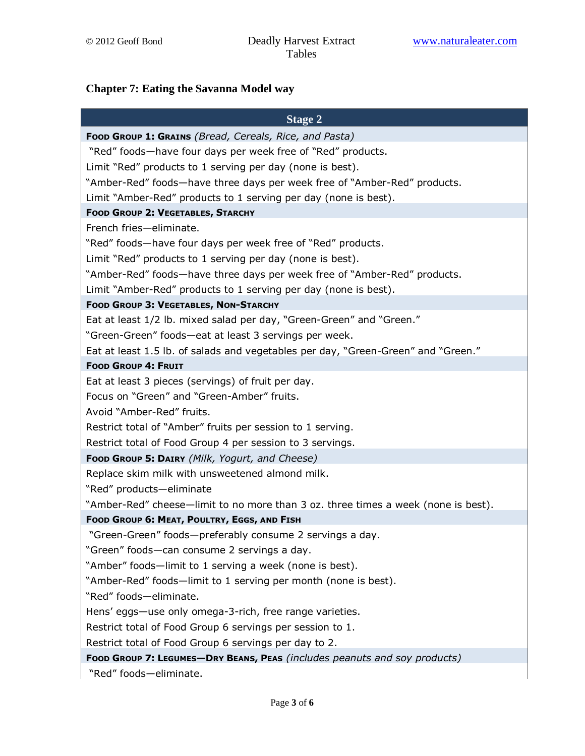## Chapter 7: Eating the Savanna Model way

| Stage 2 |
| --- |
| **Food Group 1: Grains** *(Bread, Cereals, Rice, and Pasta)* |
| "Red" foods—have four days per week free of "Red" products. |
| Limit "Red" products to 1 serving per day (none is best). |
| "Amber-Red" foods—have three days per week free of "Amber-Red" products. |
| Limit "Amber-Red" products to 1 serving per day (none is best). |
| **Food Group 2: Vegetables, Starchy** |
| French fries—eliminate. |
| "Red" foods—have four days per week free of "Red" products. |
| Limit "Red" products to 1 serving per day (none is best). |
| "Amber-Red" foods—have three days per week free of "Amber-Red" products. |
| Limit "Amber-Red" products to 1 serving per day (none is best). |
| **Food Group 3: Vegetables, Non-Starchy** |
| Eat at least 1/2 lb. mixed salad per day, "Green-Green" and "Green." |
| "Green-Green" foods—eat at least 3 servings per week. |
| Eat at least 1.5 lb. of salads and vegetables per day, "Green-Green" and "Green." |
| **Food Group 4: Fruit** |
| Eat at least 3 pieces (servings) of fruit per day. |
| Focus on "Green" and "Green-Amber" fruits. |
| Avoid "Amber-Red" fruits. |
| Restrict total of "Amber" fruits per session to 1 serving. |
| Restrict total of Food Group 4 per session to 3 servings. |
| **Food Group 5: Dairy** *(Milk, Yogurt, and Cheese)* |
| Replace skim milk with unsweetened almond milk. |
| "Red" products—eliminate |
| "Amber-Red" cheese—limit to no more than 3 oz. three times a week (none is best). |
| **Food Group 6: Meat, Poultry, Eggs, and Fish** |
| "Green-Green" foods—preferably consume 2 servings a day. |
| "Green" foods—can consume 2 servings a day. |
| "Amber" foods—limit to 1 serving a week (none is best). |
| "Amber-Red" foods—limit to 1 serving per month (none is best). |
| "Red" foods—eliminate. |
| Hens' eggs—use only omega-3-rich, free range varieties. |
| Restrict total of Food Group 6 servings per session to 1. |
| Restrict total of Food Group 6 servings per day to 2. |
| **Food Group 7: Legumes—Dry Beans, Peas** *(includes peanuts and soy products)* |
| "Red" foods—eliminate. |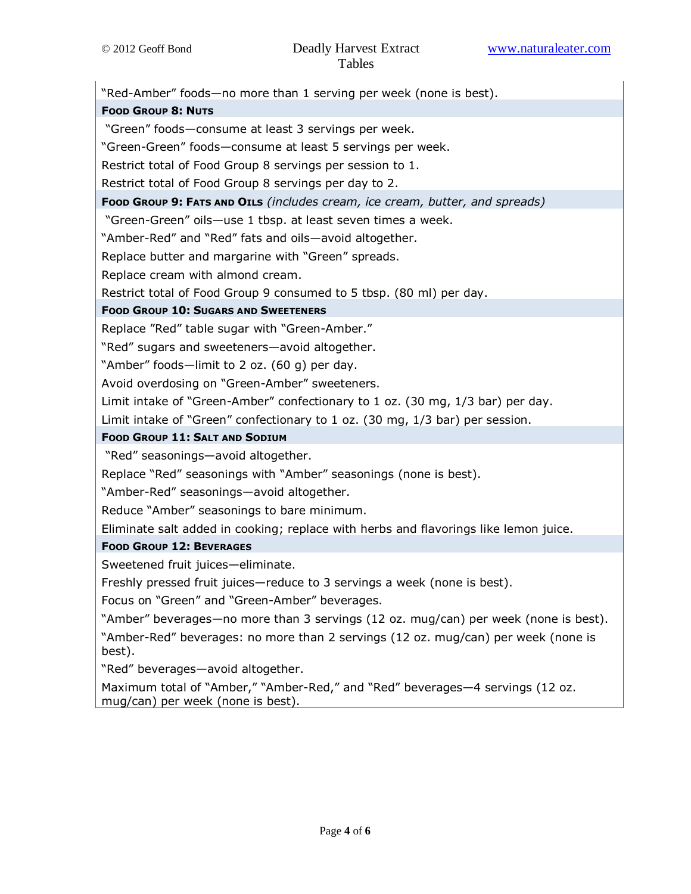| |
|---|
| "Red-Amber" foods—no more than 1 serving per week (none is best). |
| **Food Group 8: Nuts** |
| "Green" foods—consume at least 3 servings per week. |
| "Green-Green" foods—consume at least 5 servings per week. |
| Restrict total of Food Group 8 servings per session to 1. |
| Restrict total of Food Group 8 servings per day to 2. |
| **Food Group 9: Fats and Oils** *(includes cream, ice cream, butter, and spreads)* |
| "Green-Green" oils—use 1 tbsp. at least seven times a week. |
| "Amber-Red" and "Red" fats and oils—avoid altogether. |
| Replace butter and margarine with "Green" spreads. |
| Replace cream with almond cream. |
| Restrict total of Food Group 9 consumed to 5 tbsp. (80 ml) per day. |
| **Food Group 10: Sugars and Sweeteners** |
| Replace "Red" table sugar with "Green-Amber." |
| "Red" sugars and sweeteners—avoid altogether. |
| "Amber" foods—limit to 2 oz. (60 g) per day. |
| Avoid overdosing on "Green-Amber" sweeteners. |
| Limit intake of "Green-Amber" confectionary to 1 oz. (30 mg, 1/3 bar) per day. |
| Limit intake of "Green" confectionary to 1 oz. (30 mg, 1/3 bar) per session. |
| **Food Group 11: Salt and Sodium** |
| "Red" seasonings—avoid altogether. |
| Replace "Red" seasonings with "Amber" seasonings (none is best). |
| "Amber-Red" seasonings—avoid altogether. |
| Reduce "Amber" seasonings to bare minimum. |
| Eliminate salt added in cooking; replace with herbs and flavorings like lemon juice. |
| **Food Group 12: Beverages** |
| Sweetened fruit juices—eliminate. |
| Freshly pressed fruit juices—reduce to 3 servings a week (none is best). |
| Focus on "Green" and "Green-Amber" beverages. |
| "Amber" beverages—no more than 3 servings (12 oz. mug/can) per week (none is best). |
| "Amber-Red" beverages: no more than 2 servings (12 oz. mug/can) per week (none is best). |
| "Red" beverages—avoid altogether. |
| Maximum total of "Amber," "Amber-Red," and "Red" beverages—4 servings (12 oz. mug/can) per week (none is best). |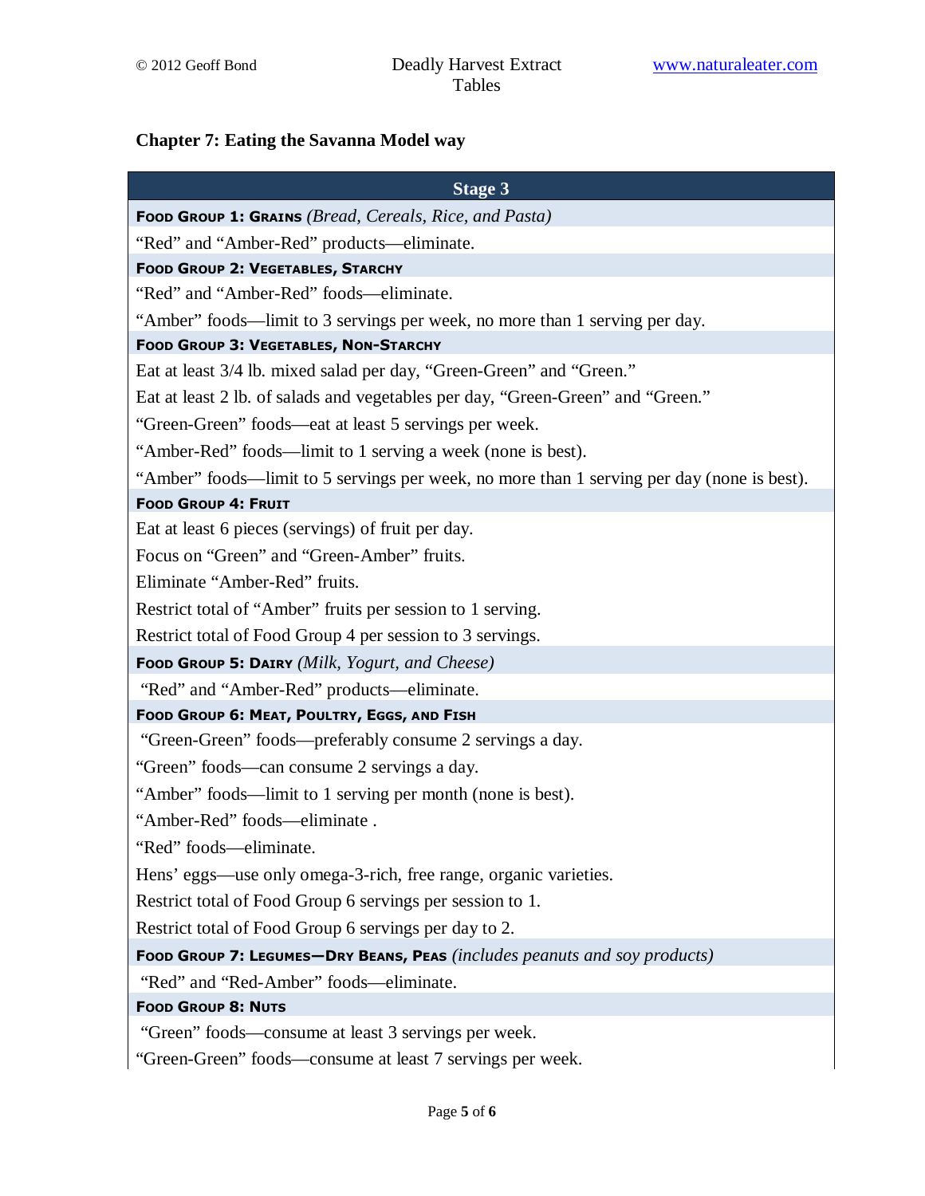## Chapter 7: Eating the Savanna Model way

| Stage 3 |
|---|
| **FOOD GROUP 1: GRAINS** *(Bread, Cereals, Rice, and Pasta)* |
| "Red" and "Amber-Red" products—eliminate. |
| **FOOD GROUP 2: VEGETABLES, STARCHY** |
| "Red" and "Amber-Red" foods—eliminate. |
| "Amber" foods—limit to 3 servings per week, no more than 1 serving per day. |
| **FOOD GROUP 3: VEGETABLES, NON-STARCHY** |
| Eat at least 3/4 lb. mixed salad per day, "Green-Green" and "Green." |
| Eat at least 2 lb. of salads and vegetables per day, "Green-Green" and "Green." |
| "Green-Green" foods—eat at least 5 servings per week. |
| "Amber-Red" foods—limit to 1 serving a week (none is best). |
| "Amber" foods—limit to 5 servings per week, no more than 1 serving per day (none is best). |
| **FOOD GROUP 4: FRUIT** |
| Eat at least 6 pieces (servings) of fruit per day. |
| Focus on "Green" and "Green-Amber" fruits. |
| Eliminate "Amber-Red" fruits. |
| Restrict total of "Amber" fruits per session to 1 serving. |
| Restrict total of Food Group 4 per session to 3 servings. |
| **FOOD GROUP 5: DAIRY** *(Milk, Yogurt, and Cheese)* |
| "Red" and "Amber-Red" products—eliminate. |
| **FOOD GROUP 6: MEAT, POULTRY, EGGS, AND FISH** |
| "Green-Green" foods—preferably consume 2 servings a day. |
| "Green" foods—can consume 2 servings a day. |
| "Amber" foods—limit to 1 serving per month (none is best). |
| "Amber-Red" foods—eliminate . |
| "Red" foods—eliminate. |
| Hens' eggs—use only omega-3-rich, free range, organic varieties. |
| Restrict total of Food Group 6 servings per session to 1. |
| Restrict total of Food Group 6 servings per day to 2. |
| **FOOD GROUP 7: LEGUMES—DRY BEANS, PEAS** *(includes peanuts and soy products)* |
| "Red" and "Red-Amber" foods—eliminate. |
| **FOOD GROUP 8: NUTS** |
| "Green" foods—consume at least 3 servings per week. |
| "Green-Green" foods—consume at least 7 servings per week. |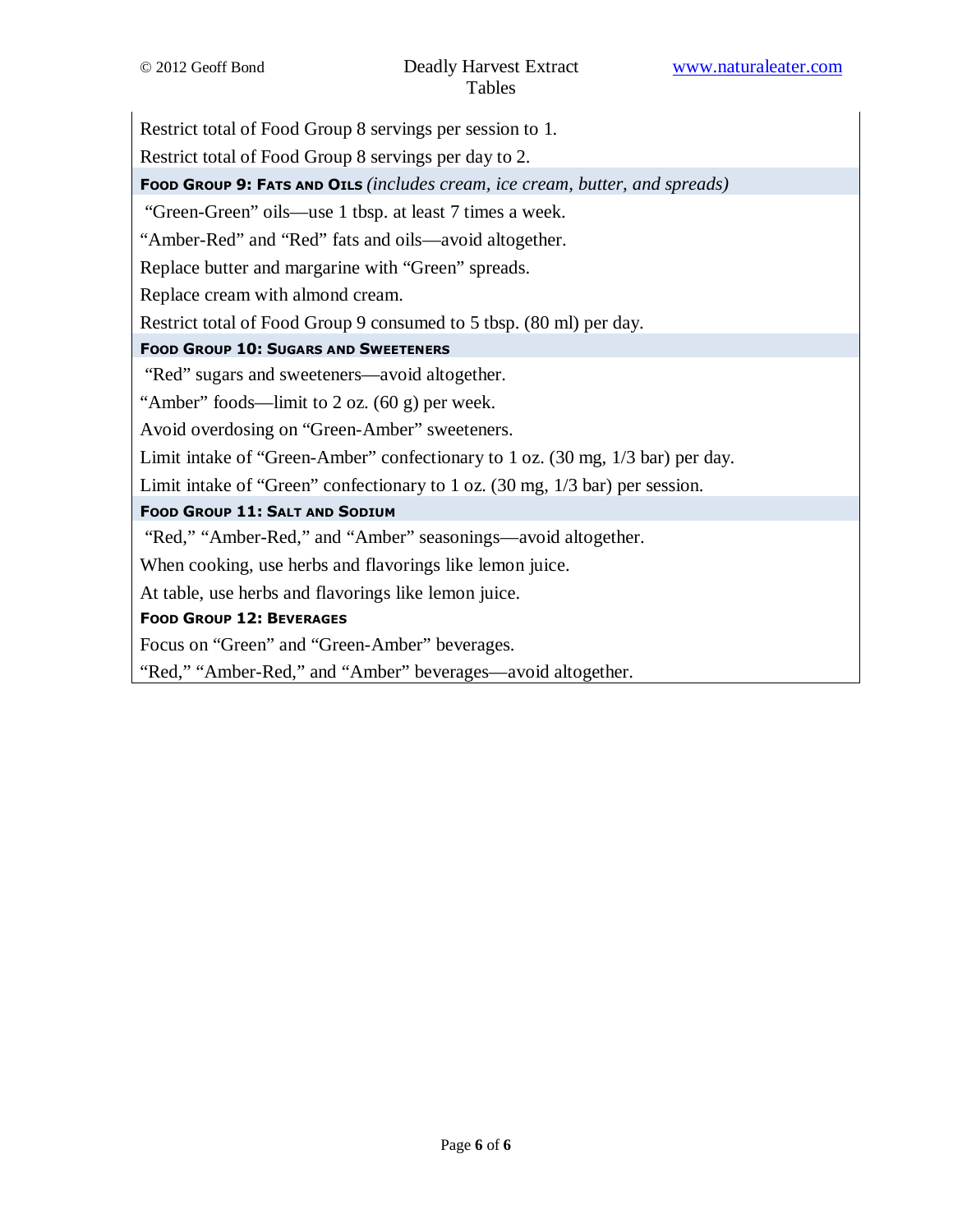Restrict total of Food Group 8 servings per session to 1.

Restrict total of Food Group 8 servings per day to 2.

**Food Group 9: Fats and Oils** *(includes cream, ice cream, butter, and spreads)*

"Green-Green" oils—use 1 tbsp. at least 7 times a week.

"Amber-Red" and "Red" fats and oils—avoid altogether.

Replace butter and margarine with "Green" spreads.

Replace cream with almond cream.

Restrict total of Food Group 9 consumed to 5 tbsp. (80 ml) per day.

**Food Group 10: Sugars and Sweeteners**

"Red" sugars and sweeteners—avoid altogether.

"Amber" foods—limit to 2 oz. (60 g) per week.

Avoid overdosing on "Green-Amber" sweeteners.

Limit intake of "Green-Amber" confectionary to 1 oz. (30 mg, 1/3 bar) per day.

Limit intake of "Green" confectionary to 1 oz. (30 mg, 1/3 bar) per session.

**Food Group 11: Salt and Sodium**

"Red," "Amber-Red," and "Amber" seasonings—avoid altogether.

When cooking, use herbs and flavorings like lemon juice.

At table, use herbs and flavorings like lemon juice.

**Food Group 12: Beverages**

Focus on "Green" and "Green-Amber" beverages.

"Red," "Amber-Red," and "Amber" beverages—avoid altogether.